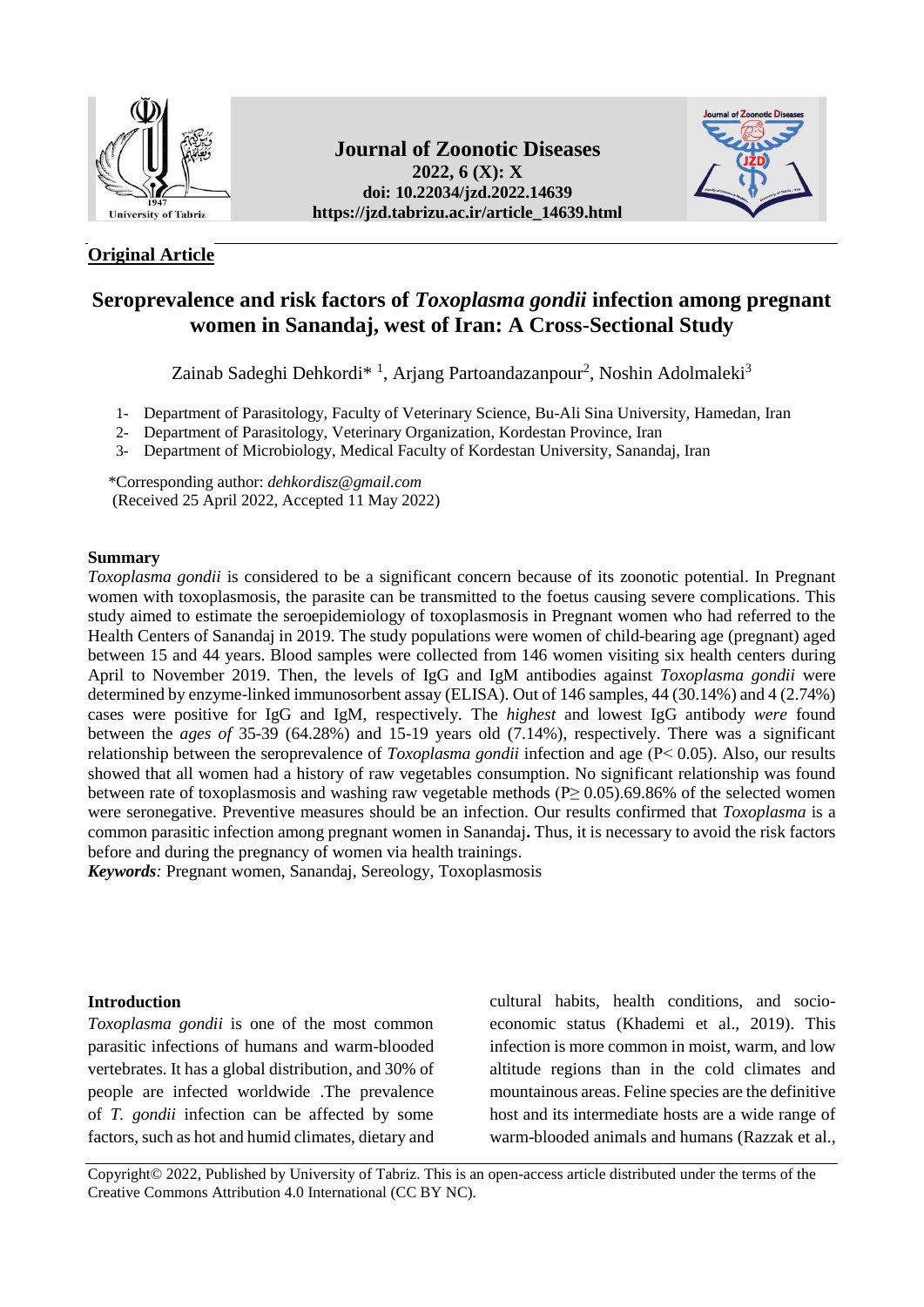Journal of Zoonotic Diseases
2022, 6 (X): X
doi: 10.22034/jzd.2022.14639
https://jzd.tabrizu.ac.ir/article_14639.html

**Original Article**

# Seroprevalence and risk factors of *Toxoplasma gondii* infection among pregnant women in Sanandaj, west of Iran: A Cross-Sectional Study

Zainab Sadeghi Dehkordi* [1], Arjang Partoandazanpour[2], Noshin Adolmaleki[3]

1- Department of Parasitology, Faculty of Veterinary Science, Bu-Ali Sina University, Hamedan, Iran
2- Department of Parasitology, Veterinary Organization, Kordestan Province, Iran
3- Department of Microbiology, Medical Faculty of Kordestan University, Sanandaj, Iran

*Corresponding author: *dehkordisz@gmail.com*
(Received 25 April 2022, Accepted 11 May 2022)

## Summary

*Toxoplasma gondii* is considered to be a significant concern because of its zoonotic potential. In Pregnant women with toxoplasmosis, the parasite can be transmitted to the foetus causing severe complications. This study aimed to estimate the seroepidemiology of toxoplasmosis in Pregnant women who had referred to the Health Centers of Sanandaj in 2019. The study populations were women of child-bearing age (pregnant) aged between 15 and 44 years. Blood samples were collected from 146 women visiting six health centers during April to November 2019. Then, the levels of IgG and IgM antibodies against *Toxoplasma gondii* were determined by enzyme-linked immunosorbent assay (ELISA). Out of 146 samples, 44 (30.14%) and 4 (2.74%) cases were positive for IgG and IgM, respectively. The *highest* and lowest IgG antibody *were* found between the *ages of* 35-39 (64.28%) and 15-19 years old (7.14%), respectively. There was a significant relationship between the seroprevalence of *Toxoplasma gondii* infection and age ($P < 0.05$). Also, our results showed that all women had a history of raw vegetables consumption. No significant relationship was found between rate of toxoplasmosis and washing raw vegetable methods ($P \geq 0.05$).69.86% of the selected women were seronegative. Preventive measures should be an infection. Our results confirmed that *Toxoplasma* is a common parasitic infection among pregnant women in Sanandaj**.** Thus, it is necessary to avoid the risk factors before and during the pregnancy of women via health trainings.

***Keywords****:* Pregnant women, Sanandaj, Sereology, Toxoplasmosis

## Introduction

*Toxoplasma gondii* is one of the most common parasitic infections of humans and warm-blooded vertebrates. It has a global distribution, and 30% of people are infected worldwide .The prevalence of *T. gondii* infection can be affected by some factors, such as hot and humid climates, dietary and cultural habits, health conditions, and socio-economic status (Khademi et al., 2019). This infection is more common in moist, warm, and low altitude regions than in the cold climates and mountainous areas. Feline species are the definitive host and its intermediate hosts are a wide range of warm-blooded animals and humans (Razzak et al.,

Copyright© 2022, Published by University of Tabriz. This is an open-access article distributed under the terms of the Creative Commons Attribution 4.0 International (CC BY NC).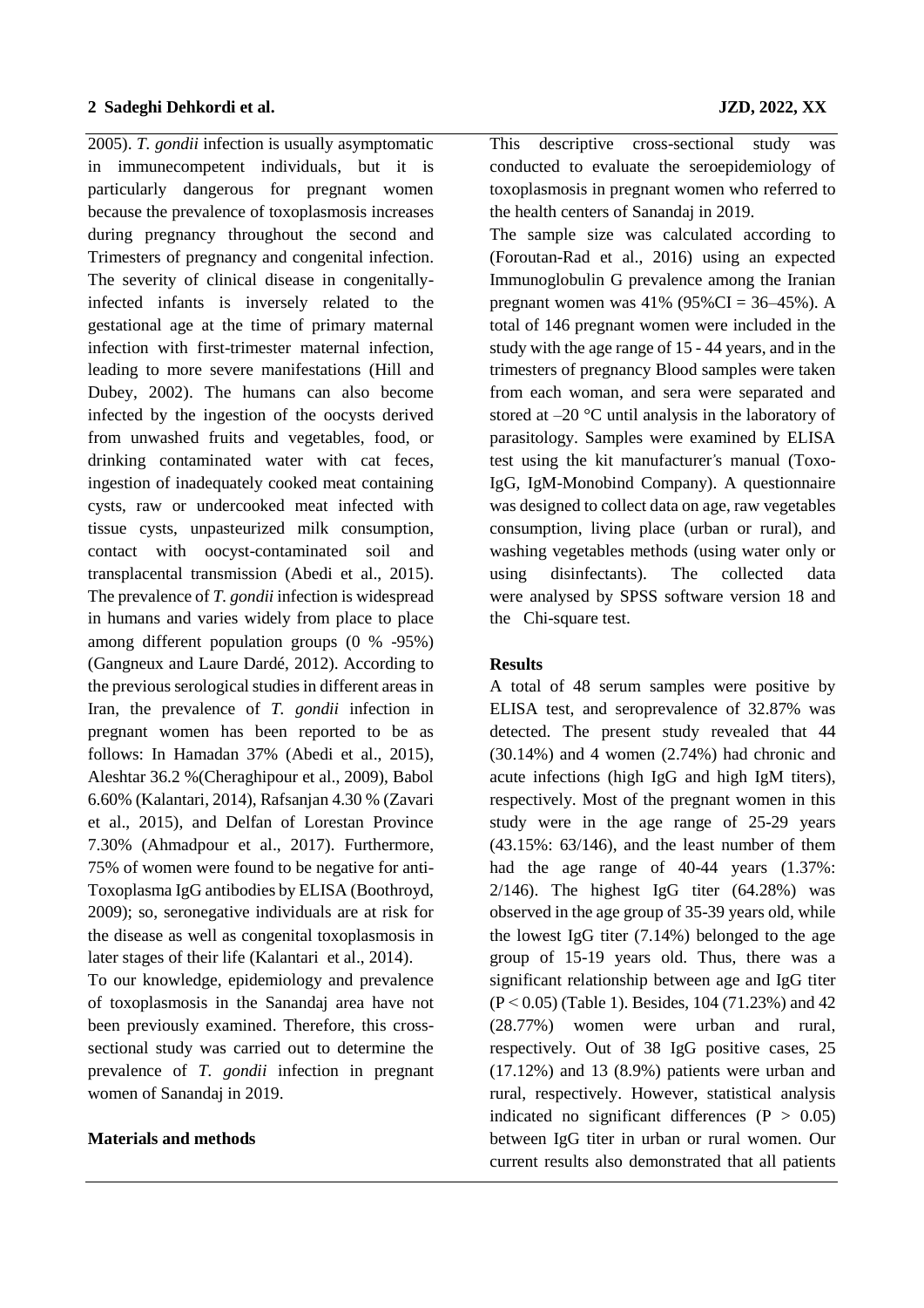2005). *T. gondii* infection is usually asymptomatic in immunecompetent individuals, but it is particularly dangerous for pregnant women because the prevalence of toxoplasmosis increases during pregnancy throughout the second and Trimesters of pregnancy and congenital infection. The severity of clinical disease in congenitally-infected infants is inversely related to the gestational age at the time of primary maternal infection with first-trimester maternal infection, leading to more severe manifestations (Hill and Dubey, 2002). The humans can also become infected by the ingestion of the oocysts derived from unwashed fruits and vegetables, food, or drinking contaminated water with cat feces, ingestion of inadequately cooked meat containing cysts, raw or undercooked meat infected with tissue cysts, unpasteurized milk consumption, contact with oocyst-contaminated soil and transplacental transmission (Abedi et al., 2015). The prevalence of *T. gondii* infection is widespread in humans and varies widely from place to place among different population groups (0 % -95%) (Gangneux and Laure Dardé, 2012). According to the previous serological studies in different areas in Iran, the prevalence of *T. gondii* infection in pregnant women has been reported to be as follows: In Hamadan 37% (Abedi et al., 2015), Aleshtar 36.2 %(Cheraghipour et al., 2009), Babol 6.60% (Kalantari, 2014), Rafsanjan 4.30 % (Zavari et al., 2015), and Delfan of Lorestan Province 7.30% (Ahmadpour et al., 2017). Furthermore, 75% of women were found to be negative for anti-Toxoplasma IgG antibodies by ELISA (Boothroyd, 2009); so, seronegative individuals are at risk for the disease as well as congenital toxoplasmosis in later stages of their life (Kalantari et al., 2014).

To our knowledge, epidemiology and prevalence of toxoplasmosis in the Sanandaj area have not been previously examined. Therefore, this cross-sectional study was carried out to determine the prevalence of *T. gondii* infection in pregnant women of Sanandaj in 2019.

## Materials and methods

This descriptive cross-sectional study was conducted to evaluate the seroepidemiology of toxoplasmosis in pregnant women who referred to the health centers of Sanandaj in 2019.

The sample size was calculated according to (Foroutan-Rad et al., 2016) using an expected Immunoglobulin G prevalence among the Iranian pregnant women was 41% (95%CI = 36–45%). A total of 146 pregnant women were included in the study with the age range of 15 - 44 years, and in the trimesters of pregnancy Blood samples were taken from each woman, and sera were separated and stored at –20 °C until analysis in the laboratory of parasitology. Samples were examined by ELISA test using the kit manufacturer's manual (Toxo-IgG, IgM-Monobind Company). A questionnaire was designed to collect data on age, raw vegetables consumption, living place (urban or rural), and washing vegetables methods (using water only or using disinfectants). The collected data were analysed by SPSS software version 18 and the Chi-square test.

## Results

A total of 48 serum samples were positive by ELISA test, and seroprevalence of 32.87% was detected. The present study revealed that 44 (30.14%) and 4 women (2.74%) had chronic and acute infections (high IgG and high IgM titers), respectively. Most of the pregnant women in this study were in the age range of 25-29 years (43.15%: 63/146), and the least number of them had the age range of 40-44 years (1.37%: 2/146). The highest IgG titer (64.28%) was observed in the age group of 35-39 years old, while the lowest IgG titer (7.14%) belonged to the age group of 15-19 years old. Thus, there was a significant relationship between age and IgG titer ($P < 0.05$) (Table 1). Besides, 104 (71.23%) and 42 (28.77%) women were urban and rural, respectively. Out of 38 IgG positive cases, 25 (17.12%) and 13 (8.9%) patients were urban and rural, respectively. However, statistical analysis indicated no significant differences ($P > 0.05$) between IgG titer in urban or rural women. Our current results also demonstrated that all patients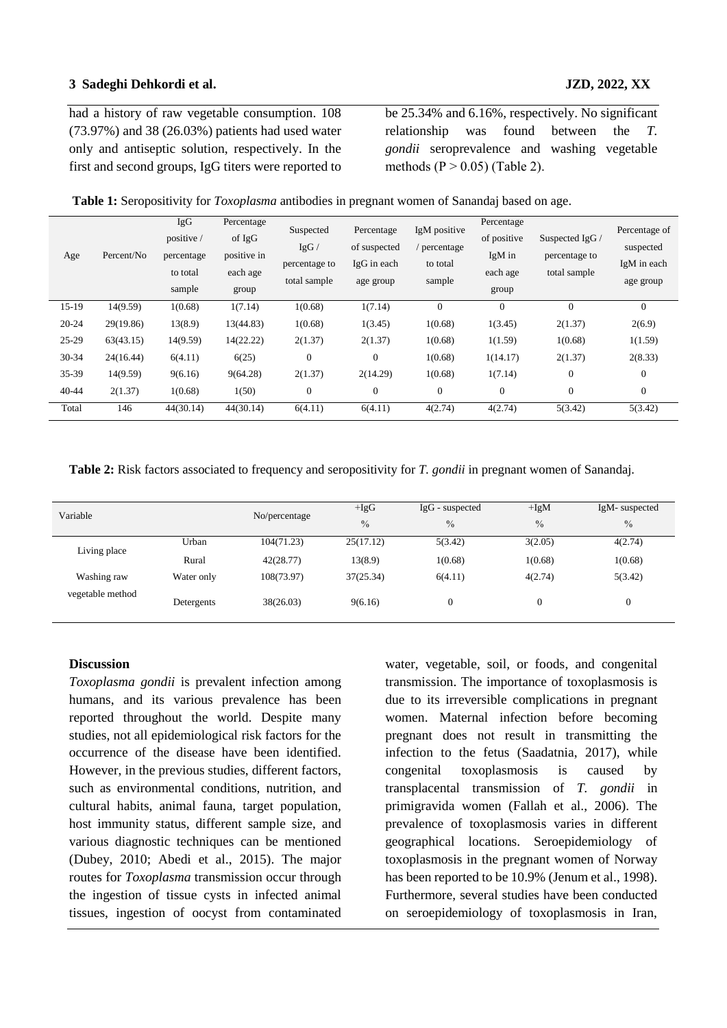had a history of raw vegetable consumption. 108 (73.97%) and 38 (26.03%) patients had used water only and antiseptic solution, respectively. In the first and second groups, IgG titers were reported to be 25.34% and 6.16%, respectively. No significant relationship was found between the *T. gondii* seroprevalence and washing vegetable methods (P > 0.05) (Table 2).

**Table 1:** Seropositivity for *Toxoplasma* antibodies in pregnant women of Sanandaj based on age.

| Age | Percent/No | IgG positive / percentage to total sample | Percentage of IgG positive in each age group | Suspected IgG / percentage to total sample | Percentage of suspected IgG in each age group | IgM positive / percentage to total sample | Percentage of positive IgM in each age group | Suspected IgG / percentage to total sample | Percentage of suspected IgM in each age group |
|---|---|---|---|---|---|---|---|---|---|
| 15-19 | 14(9.59) | 1(0.68) | 1(7.14) | 1(0.68) | 1(7.14) | 0 | 0 | 0 | 0 |
| 20-24 | 29(19.86) | 13(8.9) | 13(44.83) | 1(0.68) | 1(3.45) | 1(0.68) | 1(3.45) | 2(1.37) | 2(6.9) |
| 25-29 | 63(43.15) | 14(9.59) | 14(22.22) | 2(1.37) | 2(1.37) | 1(0.68) | 1(1.59) | 1(0.68) | 1(1.59) |
| 30-34 | 24(16.44) | 6(4.11) | 6(25) | 0 | 0 | 1(0.68) | 1(14.17) | 2(1.37) | 2(8.33) |
| 35-39 | 14(9.59) | 9(6.16) | 9(64.28) | 2(1.37) | 2(14.29) | 1(0.68) | 1(7.14) | 0 | 0 |
| 40-44 | 2(1.37) | 1(0.68) | 1(50) | 0 | 0 | 0 | 0 | 0 | 0 |
| Total | 146 | 44(30.14) | 44(30.14) | 6(4.11) | 6(4.11) | 4(2.74) | 4(2.74) | 5(3.42) | 5(3.42) |

**Table 2:** Risk factors associated to frequency and seropositivity for *T. gondii* in pregnant women of Sanandaj.

| Variable | | No/percentage | +IgG % | IgG - suspected % | +IgM % | IgM- suspected % |
|---|---|---|---|---|---|---|
| Living place | Urban | 104(71.23) | 25(17.12) | 5(3.42) | 3(2.05) | 4(2.74) |
| | Rural | 42(28.77) | 13(8.9) | 1(0.68) | 1(0.68) | 1(0.68) |
| Washing raw vegetable method | Water only | 108(73.97) | 37(25.34) | 6(4.11) | 4(2.74) | 5(3.42) |
| | Detergents | 38(26.03) | 9(6.16) | 0 | 0 | 0 |

## Discussion

*Toxoplasma gondii* is prevalent infection among humans, and its various prevalence has been reported throughout the world. Despite many studies, not all epidemiological risk factors for the occurrence of the disease have been identified. However, in the previous studies, different factors, such as environmental conditions, nutrition, and cultural habits, animal fauna, target population, host immunity status, different sample size, and various diagnostic techniques can be mentioned (Dubey, 2010; Abedi et al., 2015). The major routes for *Toxoplasma* transmission occur through the ingestion of tissue cysts in infected animal tissues, ingestion of oocyst from contaminated water, vegetable, soil, or foods, and congenital transmission. The importance of toxoplasmosis is due to its irreversible complications in pregnant women. Maternal infection before becoming pregnant does not result in transmitting the infection to the fetus (Saadatnia, 2017), while congenital toxoplasmosis is caused by transplacental transmission of *T. gondii* in primigravida women (Fallah et al., 2006). The prevalence of toxoplasmosis varies in different geographical locations. Seroepidemiology of toxoplasmosis in the pregnant women of Norway has been reported to be 10.9% (Jenum et al., 1998). Furthermore, several studies have been conducted on seroepidemiology of toxoplasmosis in Iran,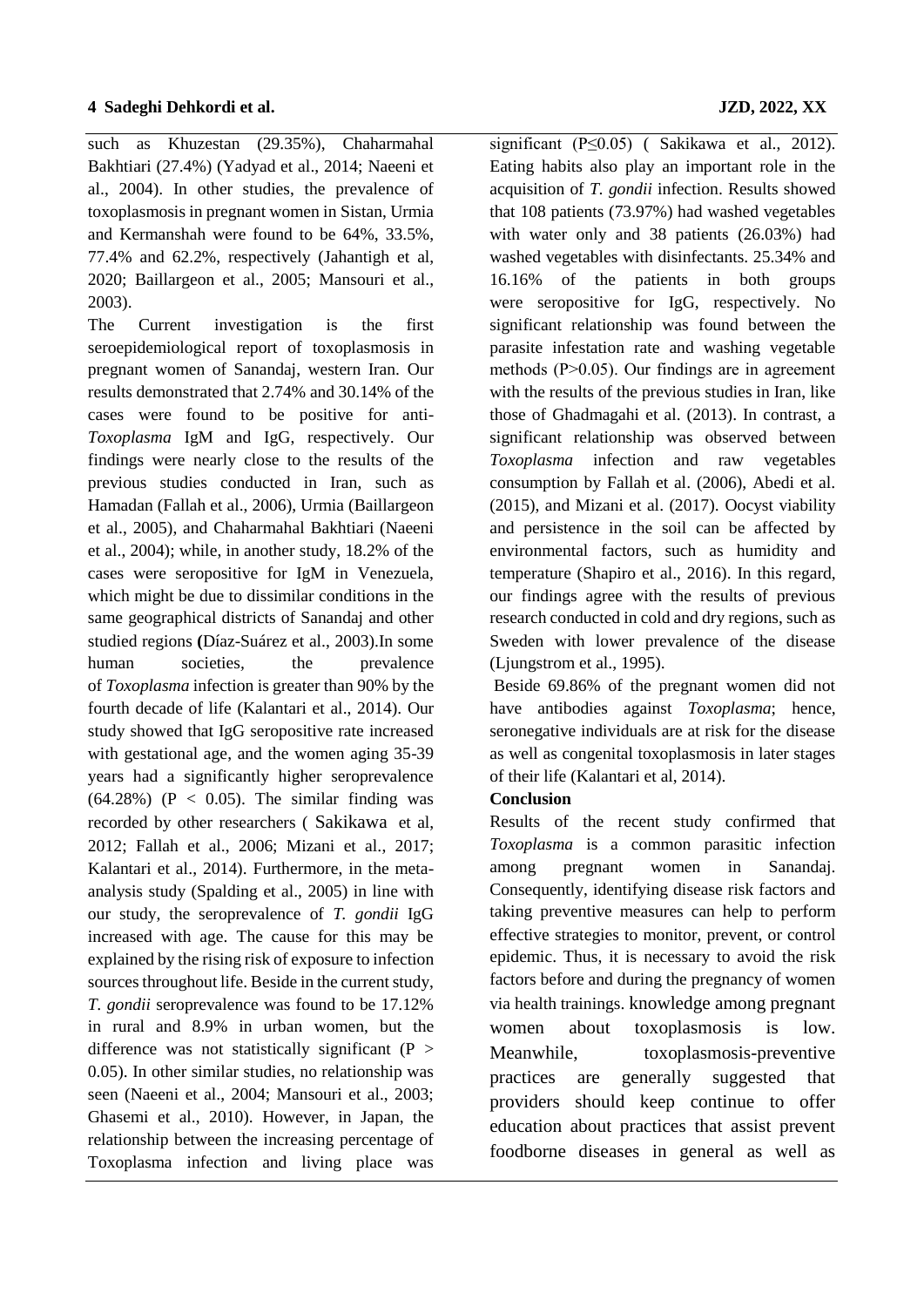such as Khuzestan (29.35%), Chaharmahal Bakhtiari (27.4%) (Yadyad et al., 2014; Naeeni et al., 2004). In other studies, the prevalence of toxoplasmosis in pregnant women in Sistan, Urmia and Kermanshah were found to be 64%, 33.5%, 77.4% and 62.2%, respectively (Jahantigh et al, 2020; Baillargeon et al., 2005; Mansouri et al., 2003).

The Current investigation is the first seroepidemiological report of toxoplasmosis in pregnant women of Sanandaj, western Iran. Our results demonstrated that 2.74% and 30.14% of the cases were found to be positive for anti-*Toxoplasma* IgM and IgG, respectively. Our findings were nearly close to the results of the previous studies conducted in Iran, such as Hamadan (Fallah et al., 2006), Urmia (Baillargeon et al., 2005), and Chaharmahal Bakhtiari (Naeeni et al., 2004); while, in another study, 18.2% of the cases were seropositive for IgM in Venezuela, which might be due to dissimilar conditions in the same geographical districts of Sanandaj and other studied regions **(**Díaz-Suárez et al., 2003).In some human societies, the prevalence of *Toxoplasma* infection is greater than 90% by the fourth decade of life (Kalantari et al., 2014). Our study showed that IgG seropositive rate increased with gestational age, and the women aging 35-39 years had a significantly higher seroprevalence (64.28%) ($P < 0.05$). The similar finding was recorded by other researchers ( Sakikawa et al, 2012; Fallah et al., 2006; Mizani et al., 2017; Kalantari et al., 2014). Furthermore, in the meta-analysis study (Spalding et al., 2005) in line with our study, the seroprevalence of *T. gondii* IgG increased with age. The cause for this may be explained by the rising risk of exposure to infection sources throughout life. Beside in the current study, *T. gondii* seroprevalence was found to be 17.12% in rural and 8.9% in urban women, but the difference was not statistically significant ($P > 0.05$). In other similar studies, no relationship was seen (Naeeni et al., 2004; Mansouri et al., 2003; Ghasemi et al., 2010). However, in Japan, the relationship between the increasing percentage of Toxoplasma infection and living place was significant ($P \leq 0.05$) ( Sakikawa et al., 2012). Eating habits also play an important role in the acquisition of *T. gondii* infection. Results showed that 108 patients (73.97%) had washed vegetables with water only and 38 patients (26.03%) had washed vegetables with disinfectants. 25.34% and 16.16% of the patients in both groups were seropositive for IgG, respectively. No significant relationship was found between the parasite infestation rate and washing vegetable methods ($P > 0.05$). Our findings are in agreement with the results of the previous studies in Iran, like those of Ghadmagahi et al. (2013). In contrast, a significant relationship was observed between *Toxoplasma* infection and raw vegetables consumption by Fallah et al. (2006), Abedi et al. (2015), and Mizani et al. (2017). Oocyst viability and persistence in the soil can be affected by environmental factors, such as humidity and temperature (Shapiro et al., 2016). In this regard, our findings agree with the results of previous research conducted in cold and dry regions, such as Sweden with lower prevalence of the disease (Ljungstrom et al., 1995).

Beside 69.86% of the pregnant women did not have antibodies against *Toxoplasma*; hence, seronegative individuals are at risk for the disease as well as congenital toxoplasmosis in later stages of their life (Kalantari et al, 2014).

**Conclusion**

Results of the recent study confirmed that *Toxoplasma* is a common parasitic infection among pregnant women in Sanandaj. Consequently, identifying disease risk factors and taking preventive measures can help to perform effective strategies to monitor, prevent, or control epidemic. Thus, it is necessary to avoid the risk factors before and during the pregnancy of women via health trainings. knowledge among pregnant women about toxoplasmosis is low. Meanwhile, toxoplasmosis-preventive practices are generally suggested that providers should keep continue to offer education about practices that assist prevent foodborne diseases in general as well as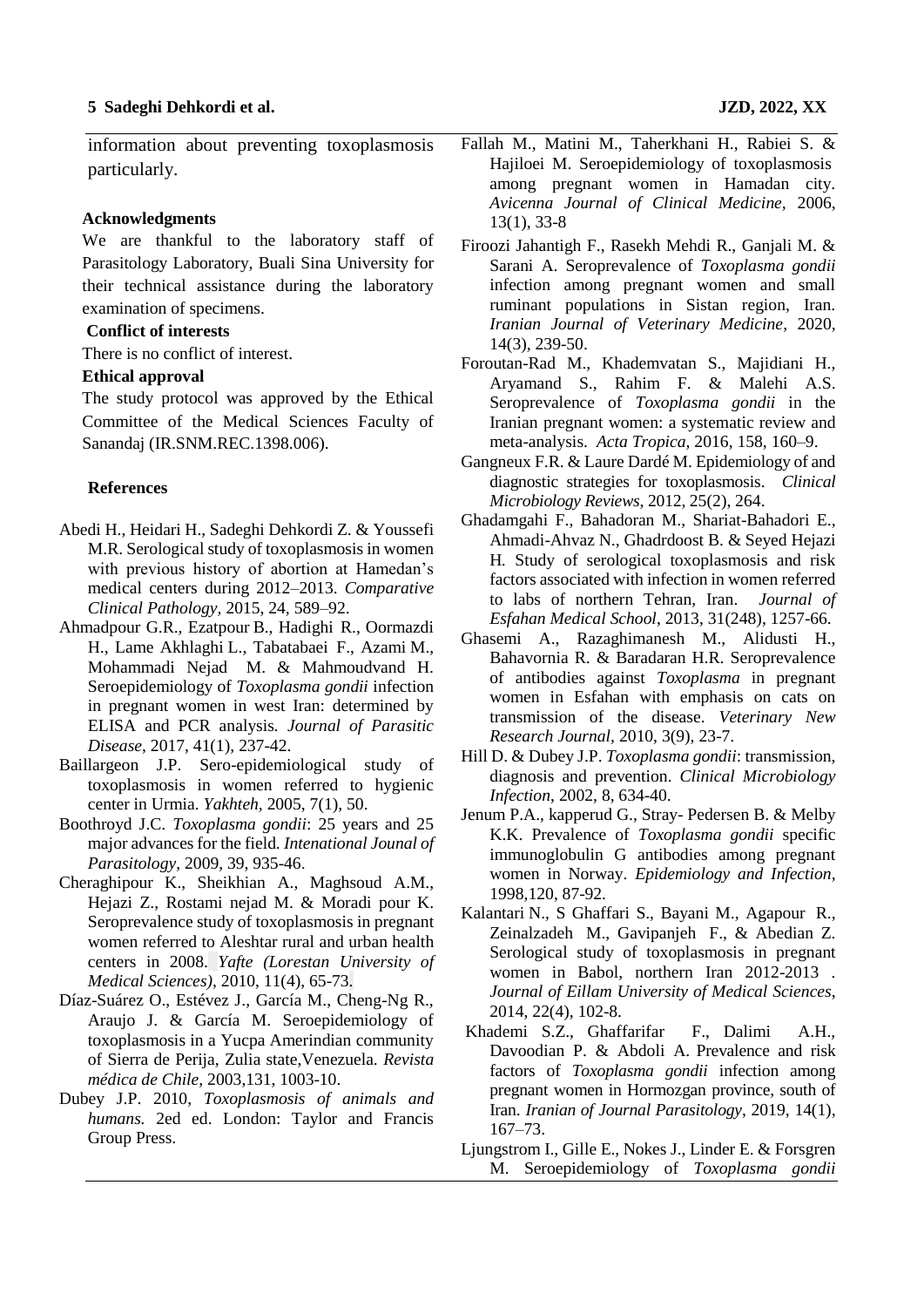information about preventing toxoplasmosis particularly.

### Acknowledgments

We are thankful to the laboratory staff of Parasitology Laboratory, Buali Sina University for their technical assistance during the laboratory examination of specimens.

### Conflict of interests

There is no conflict of interest.

### Ethical approval

The study protocol was approved by the Ethical Committee of the Medical Sciences Faculty of Sanandaj (IR.SNM.REC.1398.006).

### References

Abedi H., Heidari H., Sadeghi Dehkordi Z. & Youssefi M.R. Serological study of toxoplasmosis in women with previous history of abortion at Hamedan's medical centers during 2012–2013. *Comparative Clinical Pathology*, 2015, 24, 589–92.

Ahmadpour G.R., Ezatpour B., Hadighi R., Oormazdi H., Lame Akhlaghi L., Tabatabaei F., Azami M., Mohammadi Nejad M. & Mahmoudvand H. Seroepidemiology of *Toxoplasma gondii* infection in pregnant women in west Iran: determined by ELISA and PCR analysis. *Journal of Parasitic Disease*, 2017, 41(1), 237-42.

Baillargeon J.P. Sero-epidemiological study of toxoplasmosis in women referred to hygienic center in Urmia. *Yakhteh*, 2005, 7(1), 50.

Boothroyd J.C. *Toxoplasma gondii*: 25 years and 25 major advances for the field. *Intenational Jounal of Parasitology*, 2009, 39, 935-46.

Cheraghipour K., Sheikhian A., Maghsoud A.M., Hejazi Z., Rostami nejad M. & Moradi pour K. Seroprevalence study of toxoplasmosis in pregnant women referred to Aleshtar rural and urban health centers in 2008. *Yafte (Lorestan University of Medical Sciences)*, 2010, 11(4), 65-73.

Díaz-Suárez O., Estévez J., García M., Cheng-Ng R., Araujo J. & García M. Seroepidemiology of toxoplasmosis in a Yucpa Amerindian community of Sierra de Perija, Zulia state,Venezuela. *Revista médica de Chile*, 2003,131, 1003-10.

Dubey J.P. 2010, *Toxoplasmosis of animals and humans.* 2ed ed. London: Taylor and Francis Group Press.

Fallah M., Matini M., Taherkhani H., Rabiei S. & Hajiloei M. Seroepidemiology of toxoplasmosis among pregnant women in Hamadan city. *Avicenna Journal of Clinical Medicine*, 2006, 13(1), 33-8

Firoozi Jahantigh F., Rasekh Mehdi R., Ganjali M. & Sarani A. Seroprevalence of *Toxoplasma gondii* infection among pregnant women and small ruminant populations in Sistan region, Iran. *Iranian Journal of Veterinary Medicine*, 2020, 14(3), 239-50.

Foroutan-Rad M., Khademvatan S., Majidiani H., Aryamand S., Rahim F. & Malehi A.S. Seroprevalence of *Toxoplasma gondii* in the Iranian pregnant women: a systematic review and meta-analysis. *Acta Tropica*, 2016, 158, 160–9.

Gangneux F.R. & Laure Dardé M. Epidemiology of and diagnostic strategies for toxoplasmosis. *Clinical Microbiology Reviews*, 2012, 25(2), 264.

Ghadamgahi F., Bahadoran M., Shariat-Bahadori E., Ahmadi-Ahvaz N., Ghadrdoost B. & Seyed Hejazi H. Study of serological toxoplasmosis and risk factors associated with infection in women referred to labs of northern Tehran, Iran. *Journal of Esfahan Medical School*, 2013, 31(248), 1257-66.

Ghasemi A., Razaghimanesh M., Alidusti H., Bahavornia R. & Baradaran H.R. Seroprevalence of antibodies against *Toxoplasma* in pregnant women in Esfahan with emphasis on cats on transmission of the disease. *Veterinary New Research Journal*, 2010, 3(9), 23-7.

Hill D. & Dubey J.P. *Toxoplasma gondii*: transmission, diagnosis and prevention. *Clinical Microbiology Infection*, 2002, 8, 634-40.

Jenum P.A., kapperud G., Stray- Pedersen B. & Melby K.K. Prevalence of *Toxoplasma gondii* specific immunoglobulin G antibodies among pregnant women in Norway. *Epidemiology and Infection*, 1998,120, 87-92.

Kalantari N., S Ghaffari S., Bayani M., Agapour R., Zeinalzadeh M., Gavipanjeh F., & Abedian Z. Serological study of toxoplasmosis in pregnant women in Babol, northern Iran 2012-2013 . *Journal of Eillam University of Medical Sciences*, 2014, 22(4), 102-8.

Khademi S.Z., Ghaffarifar F., Dalimi A.H., Davoodian P. & Abdoli A. Prevalence and risk factors of *Toxoplasma gondii* infection among pregnant women in Hormozgan province, south of Iran. *Iranian of Journal Parasitology*, 2019, 14(1), 167–73.

Ljungstrom I., Gille E., Nokes J., Linder E. & Forsgren M. Seroepidemiology of *Toxoplasma gondii*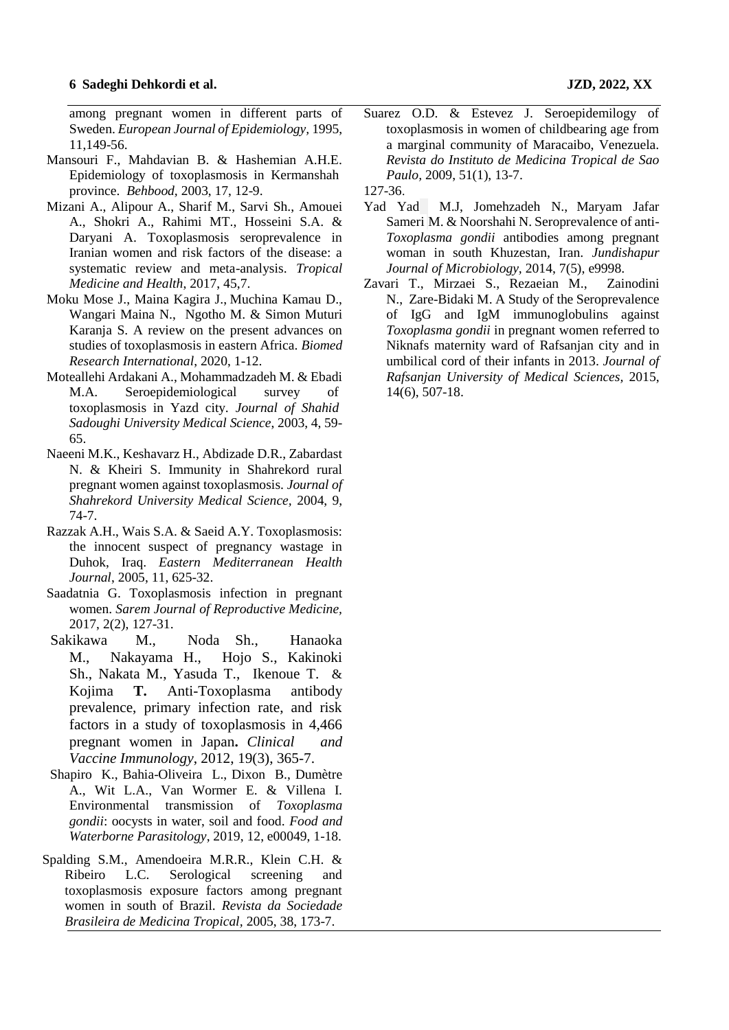among pregnant women in different parts of Sweden. *European Journal of Epidemiology*, 1995, 11,149-56.

Mansouri F., Mahdavian B. & Hashemian A.H.E. Epidemiology of toxoplasmosis in Kermanshah province. *Behbood*, 2003, 17, 12-9.

Mizani A., Alipour A., Sharif M., Sarvi Sh., Amouei A., Shokri A., Rahimi MT., Hosseini S.A. & Daryani A. Toxoplasmosis seroprevalence in Iranian women and risk factors of the disease: a systematic review and meta-analysis. *Tropical Medicine and Health*, 2017, 45,7.

Moku Mose J., Maina Kagira J., Muchina Kamau D., Wangari Maina N., Ngotho M. & Simon Muturi Karanja S. A review on the present advances on studies of toxoplasmosis in eastern Africa. *Biomed Research International*, 2020, 1-12.

Moteallehi Ardakani A., Mohammadzadeh M. & Ebadi M.A. Seroepidemiological survey of toxoplasmosis in Yazd city. *Journal of Shahid Sadoughi University Medical Science*, 2003, 4, 59-65.

Naeeni M.K., Keshavarz H., Abdizade D.R., Zabardast N. & Kheiri S. Immunity in Shahrekord rural pregnant women against toxoplasmosis. *Journal of Shahrekord University Medical Science*, 2004, 9, 74-7.

Razzak A.H., Wais S.A. & Saeid A.Y. Toxoplasmosis: the innocent suspect of pregnancy wastage in Duhok, Iraq. *Eastern Mediterranean Health Journal*, 2005, 11, 625-32.

Saadatnia G. Toxoplasmosis infection in pregnant women. *Sarem Journal of Reproductive Medicine*, 2017, 2(2), 127-31.

Sakikawa M., Noda Sh., Hanaoka M., Nakayama H., Hojo S., Kakinoki Sh., Nakata M., Yasuda T., Ikenoue T. & Kojima **T.** Anti-Toxoplasma antibody prevalence, primary infection rate, and risk factors in a study of toxoplasmosis in 4,466 pregnant women in Japan**.** *Clinical and Vaccine Immunology*, 2012, 19(3), 365-7.

Shapiro K., Bahia-Oliveira L., Dixon B., Dumètre A., Wit L.A., Van Wormer E. & Villena I. Environmental transmission of *Toxoplasma gondii*: oocysts in water, soil and food. *Food and Waterborne Parasitology*, 2019, 12, e00049, 1-18.

Spalding S.M., Amendoeira M.R.R., Klein C.H. & Ribeiro L.C. Serological screening and toxoplasmosis exposure factors among pregnant women in south of Brazil. *Revista da Sociedade Brasileira de Medicina Tropical*, 2005, 38, 173-7.

Suarez O.D. & Estevez J. Seroepidemilogy of toxoplasmosis in women of childbearing age from a marginal community of Maracaibo, Venezuela. *Revista do Instituto de Medicina Tropical de Sao Paulo*, 2009, 51(1), 13-7.

127-36.

Yad Yad M.J, Jomehzadeh N., Maryam Jafar Sameri M. & Noorshahi N. Seroprevalence of anti-*Toxoplasma gondii* antibodies among pregnant woman in south Khuzestan, Iran. *Jundishapur Journal of Microbiology*, 2014, 7(5), e9998.

Zavari T., Mirzaei S., Rezaeian M., Zainodini N., Zare-Bidaki M. A Study of the Seroprevalence of IgG and IgM immunoglobulins against *Toxoplasma gondii* in pregnant women referred to Niknafs maternity ward of Rafsanjan city and in umbilical cord of their infants in 2013. *Journal of Rafsanjan University of Medical Sciences*, 2015, 14(6), 507-18.